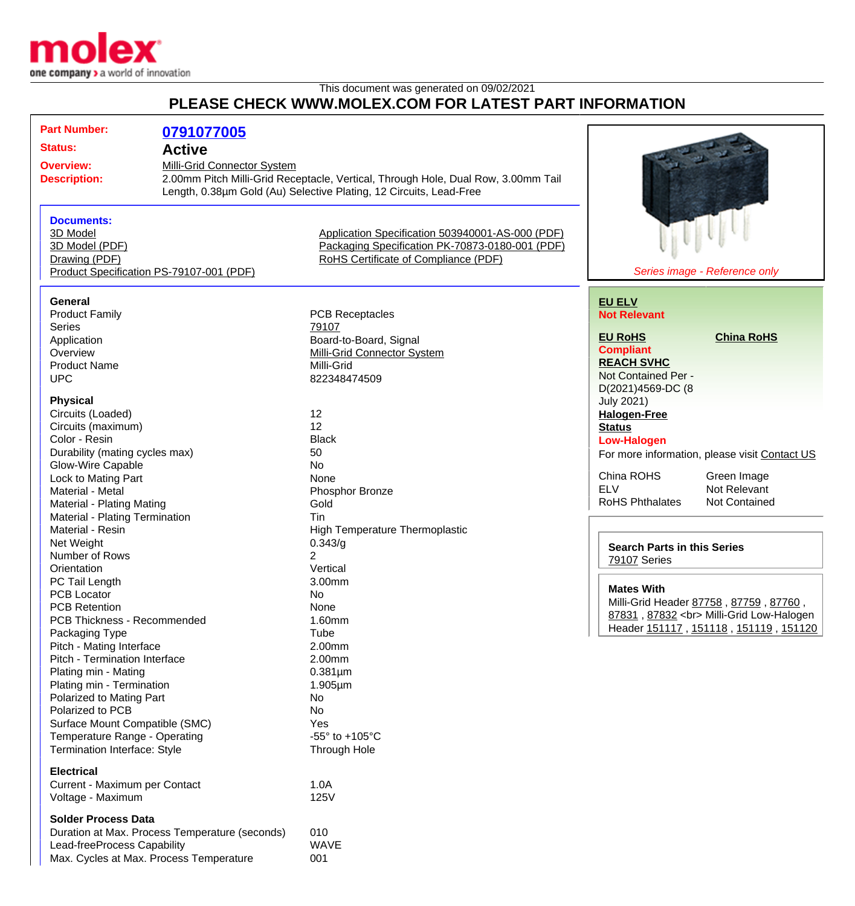This document was generated on 09/02/2021

# PLEASE CHECK WWW.MOLEX.COM FOR LATEST PART INFORMATION

**Part Number:** 0791077005

**Status:** Active

**Overview:** Milli-Grid Connector System

**Description:** 2.00mm Pitch Milli-Grid Receptacle, Vertical, Through Hole, Dual Row, 3.00mm Tail Length, 0.38µm Gold (Au) Selective Plating, 12 Circuits, Lead-Free

**Documents:**

- 3D Model
- 3D Model (PDF)
- Drawing (PDF)
- Product Specification PS-79107-001 (PDF)
- Application Specification 503940001-AS-000 (PDF)
- Packaging Specification PK-70873-0180-001 (PDF)
- RoHS Certificate of Compliance (PDF)

*Series image - Reference only*

**General**

| | |
|---|---|
| Product Family | PCB Receptacles |
| Series | 79107 |
| Application | Board-to-Board, Signal |
| Overview | Milli-Grid Connector System |
| Product Name | Milli-Grid |
| UPC | 822348474509 |

**Physical**

| | |
|---|---|
| Circuits (Loaded) | 12 |
| Circuits (maximum) | 12 |
| Color - Resin | Black |
| Durability (mating cycles max) | 50 |
| Glow-Wire Capable | No |
| Lock to Mating Part | None |
| Material - Metal | Phosphor Bronze |
| Material - Plating Mating | Gold |
| Material - Plating Termination | Tin |
| Material - Resin | High Temperature Thermoplastic |
| Net Weight | 0.343/g |
| Number of Rows | 2 |
| Orientation | Vertical |
| PC Tail Length | 3.00mm |
| PCB Locator | No |
| PCB Retention | None |
| PCB Thickness - Recommended | 1.60mm |
| Packaging Type | Tube |
| Pitch - Mating Interface | 2.00mm |
| Pitch - Termination Interface | 2.00mm |
| Plating min - Mating | 0.381µm |
| Plating min - Termination | 1.905µm |
| Polarized to Mating Part | No |
| Polarized to PCB | No |
| Surface Mount Compatible (SMC) | Yes |
| Temperature Range - Operating | -55° to +105°C |
| Termination Interface: Style | Through Hole |

**Electrical**

| | |
|---|---|
| Current - Maximum per Contact | 1.0A |
| Voltage - Maximum | 125V |

**Solder Process Data**

| | |
|---|---|
| Duration at Max. Process Temperature (seconds) | 010 |
| Lead-freeProcess Capability | WAVE |
| Max. Cycles at Max. Process Temperature | 001 |

**EU ELV**
Not Relevant

**EU RoHS**
Compliant

**China RoHS**

**REACH SVHC**
Not Contained Per - D(2021)4569-DC (8 July 2021)

**Halogen-Free Status**
Low-Halogen

For more information, please visit Contact US

| | |
|---|---|
| China ROHS | Green Image |
| ELV | Not Relevant |
| RoHS Phthalates | Not Contained |

**Search Parts in this Series**
79107 Series

**Mates With**
Milli-Grid Header 87758 , 87759 , 87760 , 87831 , 87832 <br> Milli-Grid Low-Halogen Header 151117 , 151118 , 151119 , 151120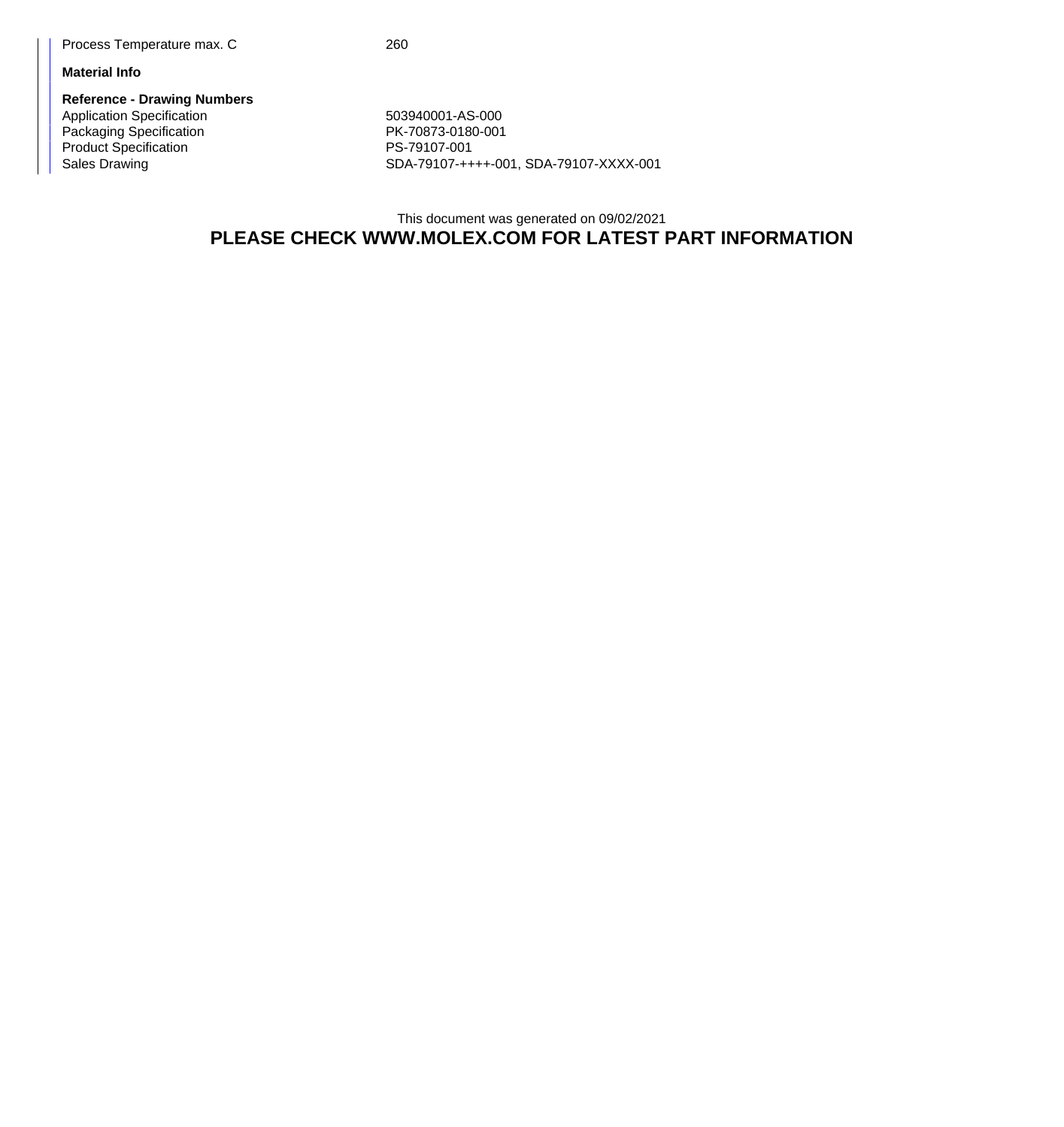| | |
|---|---|
| Process Temperature max. C | 260 |

**Material Info**

**Reference - Drawing Numbers**

| | |
|---|---|
| Application Specification | 503940001-AS-000 |
| Packaging Specification | PK-70873-0180-001 |
| Product Specification | PS-79107-001 |
| Sales Drawing | SDA-79107-++++-001, SDA-79107-XXXX-001 |

This document was generated on 09/02/2021

**PLEASE CHECK WWW.MOLEX.COM FOR LATEST PART INFORMATION**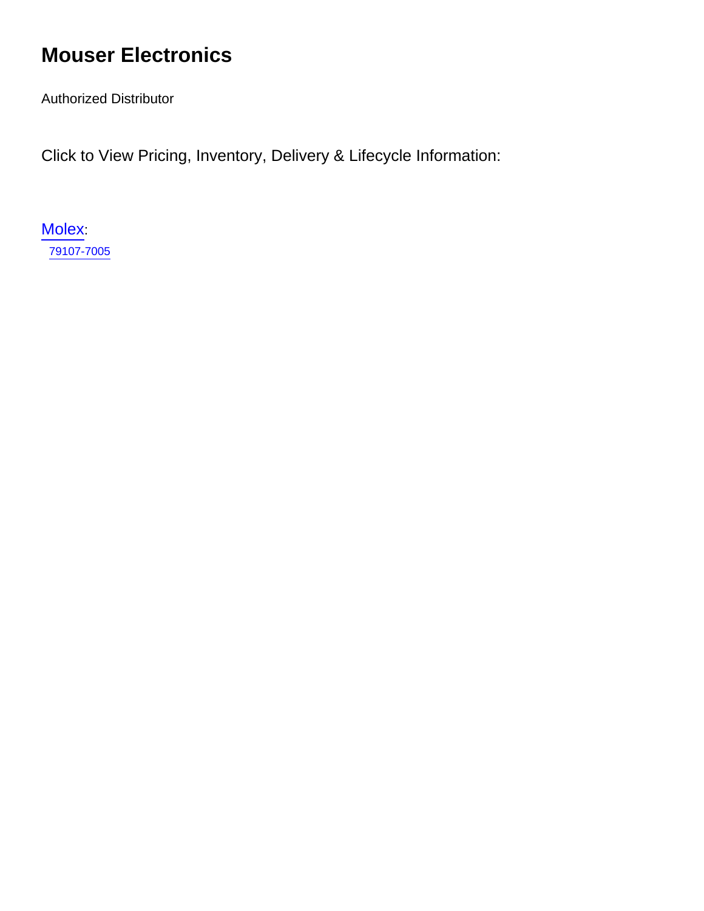# Mouser Electronics

Authorized Distributor

Click to View Pricing, Inventory, Delivery & Lifecycle Information:

Molex:

79107-7005